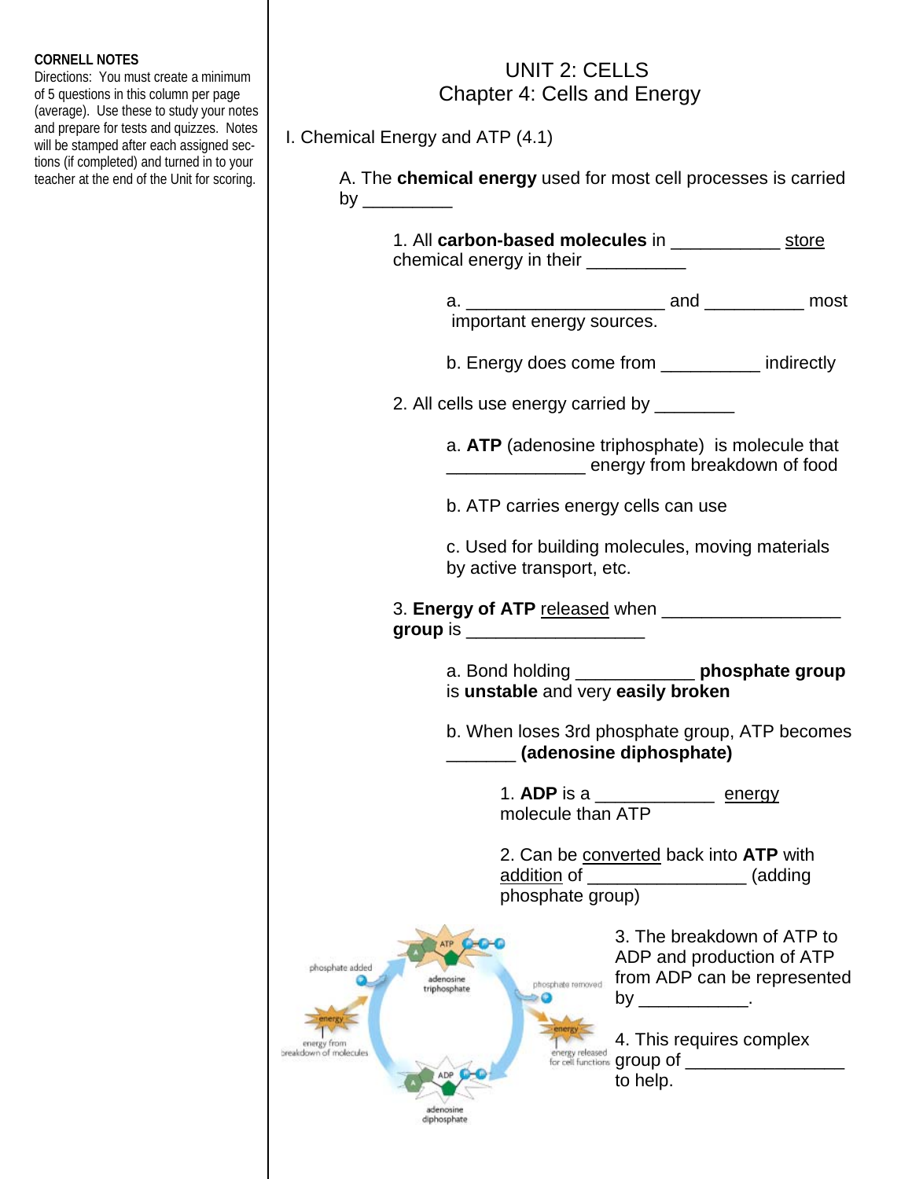**CORNELL NOTES**
Directions: You must create a minimum of 5 questions in this column per page (average). Use these to study your notes and prepare for tests and quizzes. Notes will be stamped after each assigned sections (if completed) and turned in to your teacher at the end of the Unit for scoring.

# UNIT 2: CELLS
## Chapter 4: Cells and Energy

I. Chemical Energy and ATP (4.1)

A. The **chemical energy** used for most cell processes is carried by _________

1. All **carbon-based molecules** in ___________ store chemical energy in their __________

a. ____________________ and __________ most important energy sources.

b. Energy does come from __________ indirectly

2. All cells use energy carried by ________

a. **ATP** (adenosine triphosphate) is molecule that ______________ energy from breakdown of food

b. ATP carries energy cells can use

c. Used for building molecules, moving materials by active transport, etc.

3. **Energy of ATP** released when __________________ **group** is __________________

a. Bond holding ____________ **phosphate group** is **unstable** and very **easily broken**

b. When loses 3rd phosphate group, ATP becomes _______ **(adenosine diphosphate)**

1. **ADP** is a ____________ energy molecule than ATP

2. Can be converted back into **ATP** with addition of ________________ (adding phosphate group)

3. The breakdown of ATP to ADP and production of ATP from ADP can be represented by ___________.

4. This requires complex group of ________________ to help.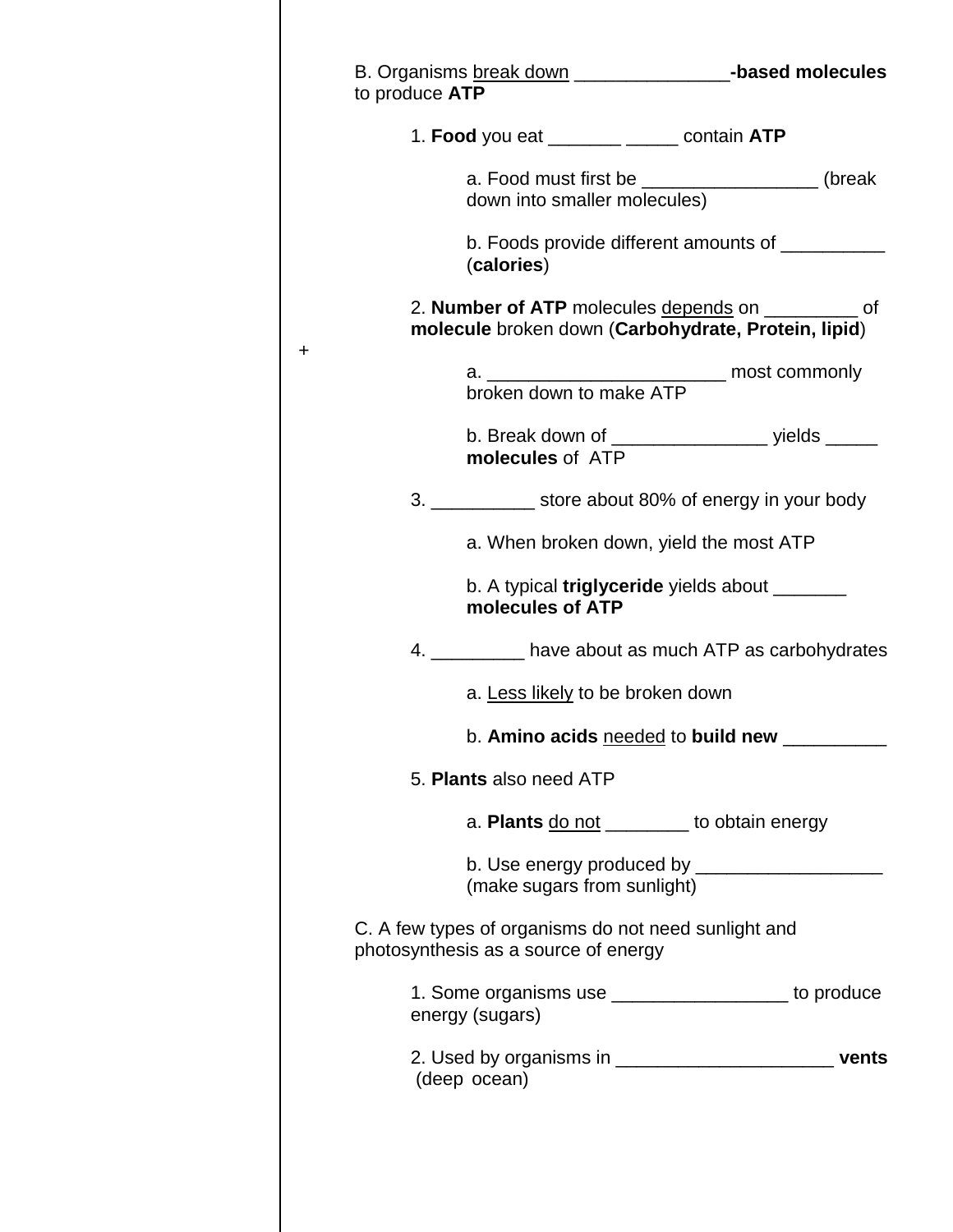B. Organisms <u>break down</u> _______________**-based molecules** to produce **ATP**

1. **Food** you eat _______ _____ contain **ATP**

    a. Food must first be _________________ (break down into smaller molecules)

    b. Foods provide different amounts of __________ (**calories**)

2. **Number of ATP** molecules <u>depends</u> on _________ of **molecule** broken down (**Carbohydrate, Protein, lipid**)

+

    a. _______________________ most commonly broken down to make ATP

    b. Break down of _______________ yields _____ **molecules** of ATP

3. __________ store about 80% of energy in your body

    a. When broken down, yield the most ATP

    b. A typical **triglyceride** yields about _______ **molecules of ATP**

4. _________ have about as much ATP as carbohydrates

    a. <u>Less likely</u> to be broken down

    b. **Amino acids** <u>needed</u> to **build new** __________

5. **Plants** also need ATP

    a. **Plants** <u>do not</u> ________ to obtain energy

    b. Use energy produced by __________________ (make sugars from sunlight)

C. A few types of organisms do not need sunlight and photosynthesis as a source of energy

1. Some organisms use _________________ to produce energy (sugars)

2. Used by organisms in _____________________ **vents** (deep ocean)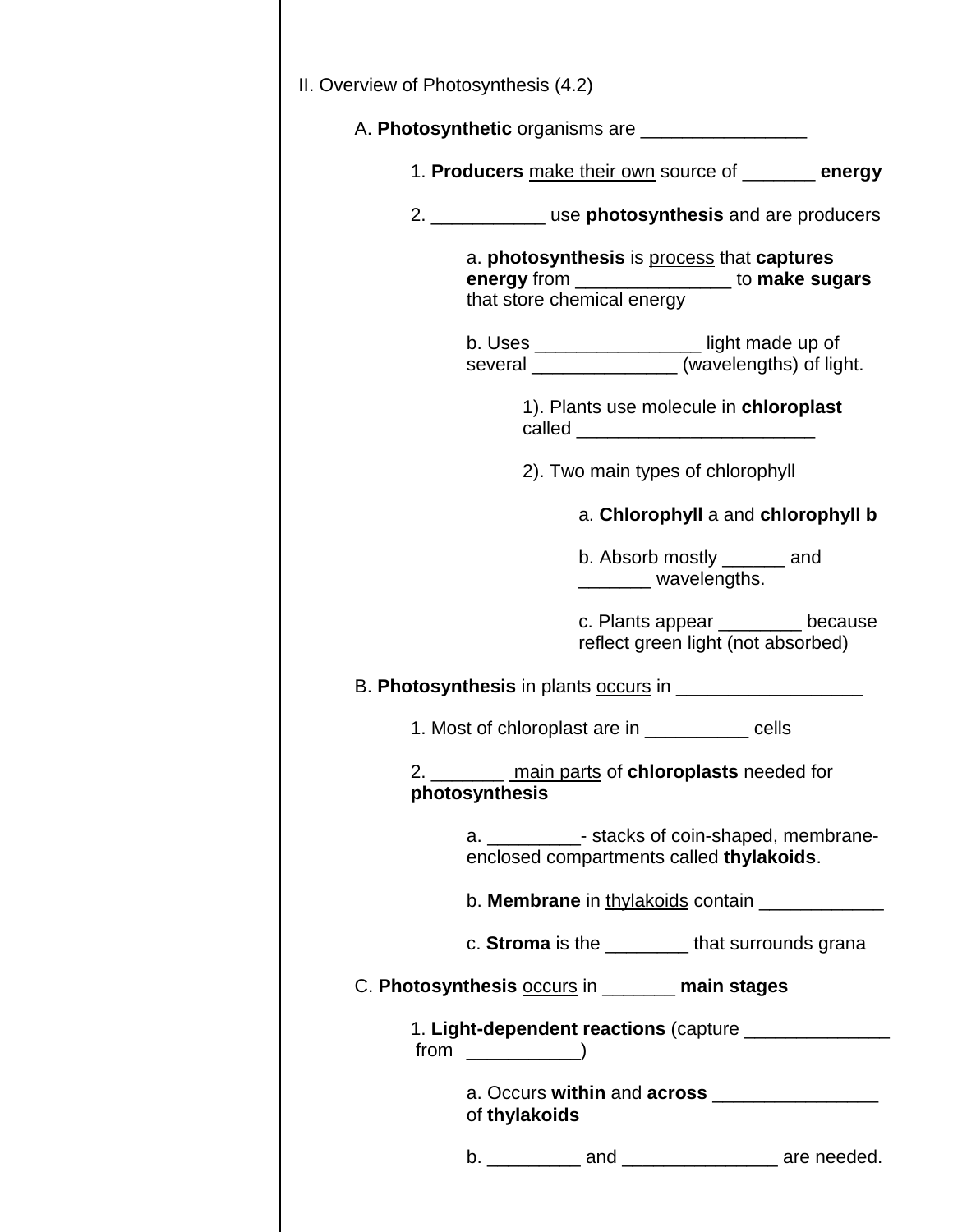II. Overview of Photosynthesis (4.2)

A. **Photosynthetic** organisms are ________________

1. **Producers** <u>make their own</u> source of _______ **energy**

2. ___________ use **photosynthesis** and are producers

a. **photosynthesis** is <u>process</u> that **captures energy** from _______________ to **make sugars** that store chemical energy

b. Uses ________________ light made up of several ______________ (wavelengths) of light.

1). Plants use molecule in **chloroplast** called _______________________

2). Two main types of chlorophyll

a. **Chlorophyll** a and **chlorophyll b**

b. Absorb mostly ______ and _______ wavelengths.

c. Plants appear ________ because reflect green light (not absorbed)

B. **Photosynthesis** in plants <u>occurs</u> in __________________

1. Most of chloroplast are in __________ cells

2. _______ <u>main parts</u> of **chloroplasts** needed for **photosynthesis**

a. _________- stacks of coin-shaped, membrane-enclosed compartments called **thylakoids**.

b. **Membrane** in <u>thylakoids</u> contain ____________

c. **Stroma** is the ________ that surrounds grana

C. **Photosynthesis** <u>occurs</u> in _______ **main stages**

1. **Light-dependent reactions** (capture ______________ from ___________)

a. Occurs **within** and **across** ________________ of **thylakoids**

b. _________ and _______________ are needed.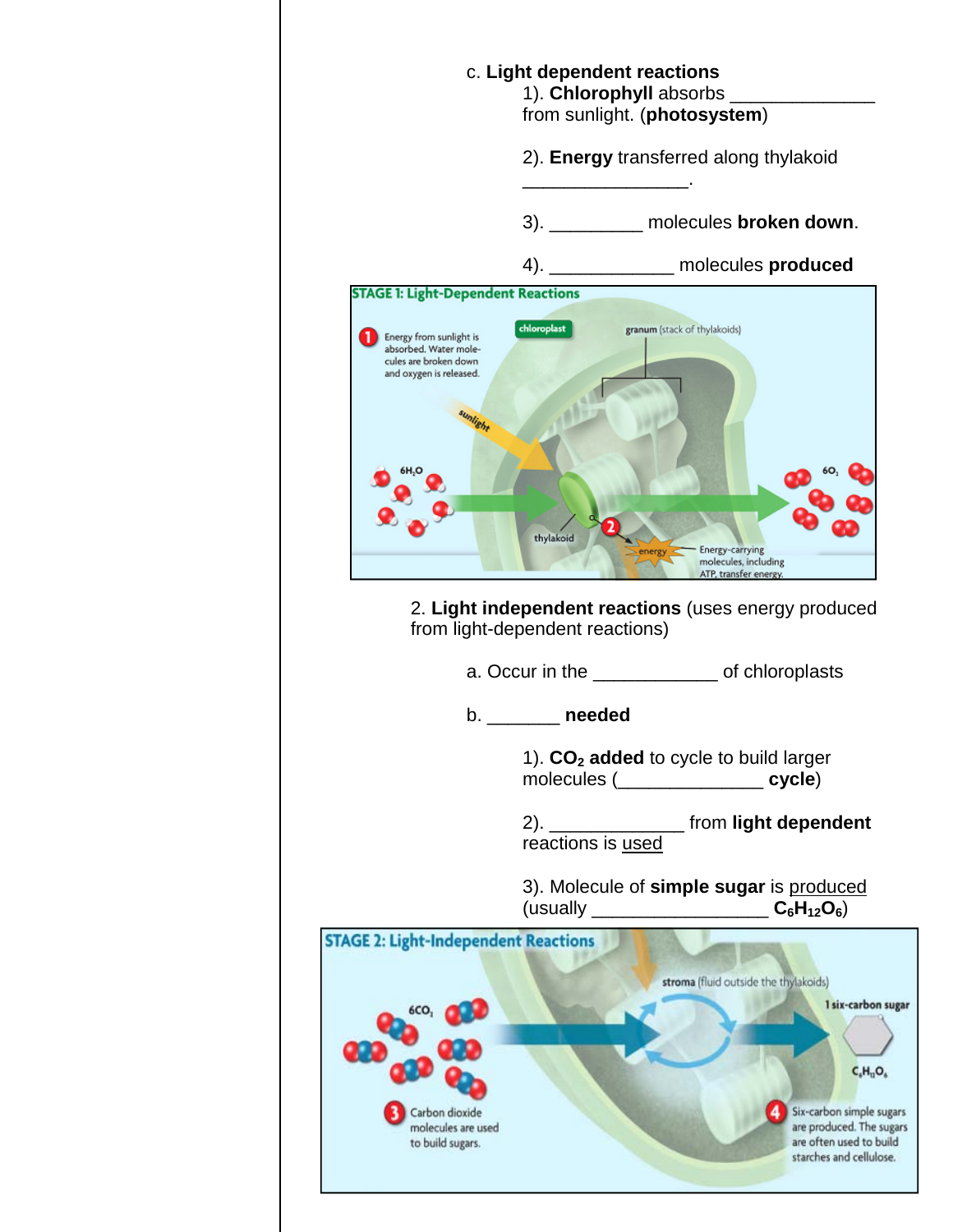c. **Light dependent reactions**

1). **Chlorophyll** absorbs ______________ from sunlight. (**photosystem**)

2). **Energy** transferred along thylakoid ________________.

3). _________ molecules **broken down**.

4). ____________ molecules **produced**

**STAGE 1: Light-Dependent Reactions**

1 Energy from sunlight is absorbed. Water molecules are broken down and oxygen is released.

chloroplast

granum (stack of thylakoids)

sunlight

$6H_2O$

$6O_2$

thylakoid

2

energy

Energy-carrying molecules, including ATP, transfer energy.

2. **Light independent reactions** (uses energy produced from light-dependent reactions)

a. Occur in the ____________ of chloroplasts

b. _______ **needed**

1). **$CO_2$ added** to cycle to build larger molecules (______________ **cycle**)

2). _____________ from **light dependent** reactions is used

3). Molecule of **simple sugar** is produced (usually _________________ **$C_6H_{12}O_6$**)

**STAGE 2: Light-Independent Reactions**

$6CO_2$

stroma (fluid outside the thylakoids)

1 six-carbon sugar

$C_6H_{12}O_6$

3 Carbon dioxide molecules are used to build sugars.

4 Six-carbon simple sugars are produced. The sugars are often used to build starches and cellulose.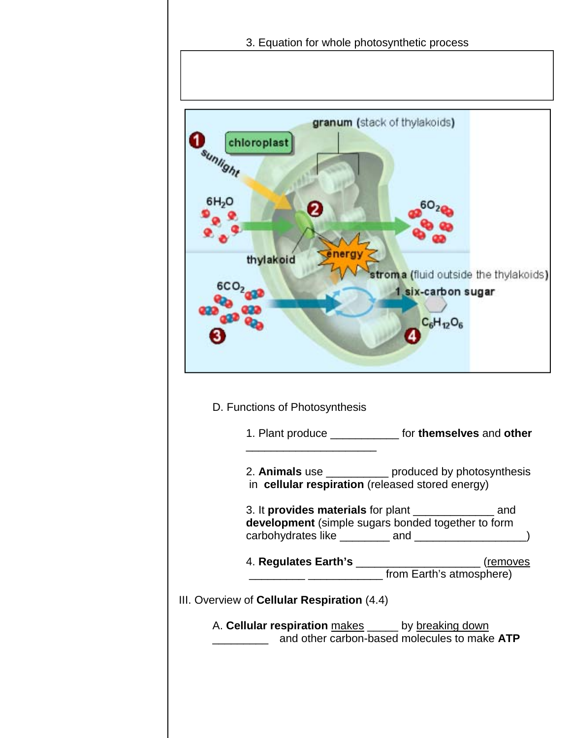3. Equation for whole photosynthetic process

D. Functions of Photosynthesis

1. Plant produce ___________ for **themselves** and **other** _____________________

2. **Animals** use __________ produced by photosynthesis in **cellular respiration** (released stored energy)

3. It **provides materials** for plant _____________ and **development** (simple sugars bonded together to form carbohydrates like ________ and __________________)

4. **Regulates Earth's** ____________________ (removes _________ ____________ from Earth's atmosphere)

III. Overview of **Cellular Respiration** (4.4)

A. **Cellular respiration** makes _____ by breaking down _________ and other carbon-based molecules to make **ATP**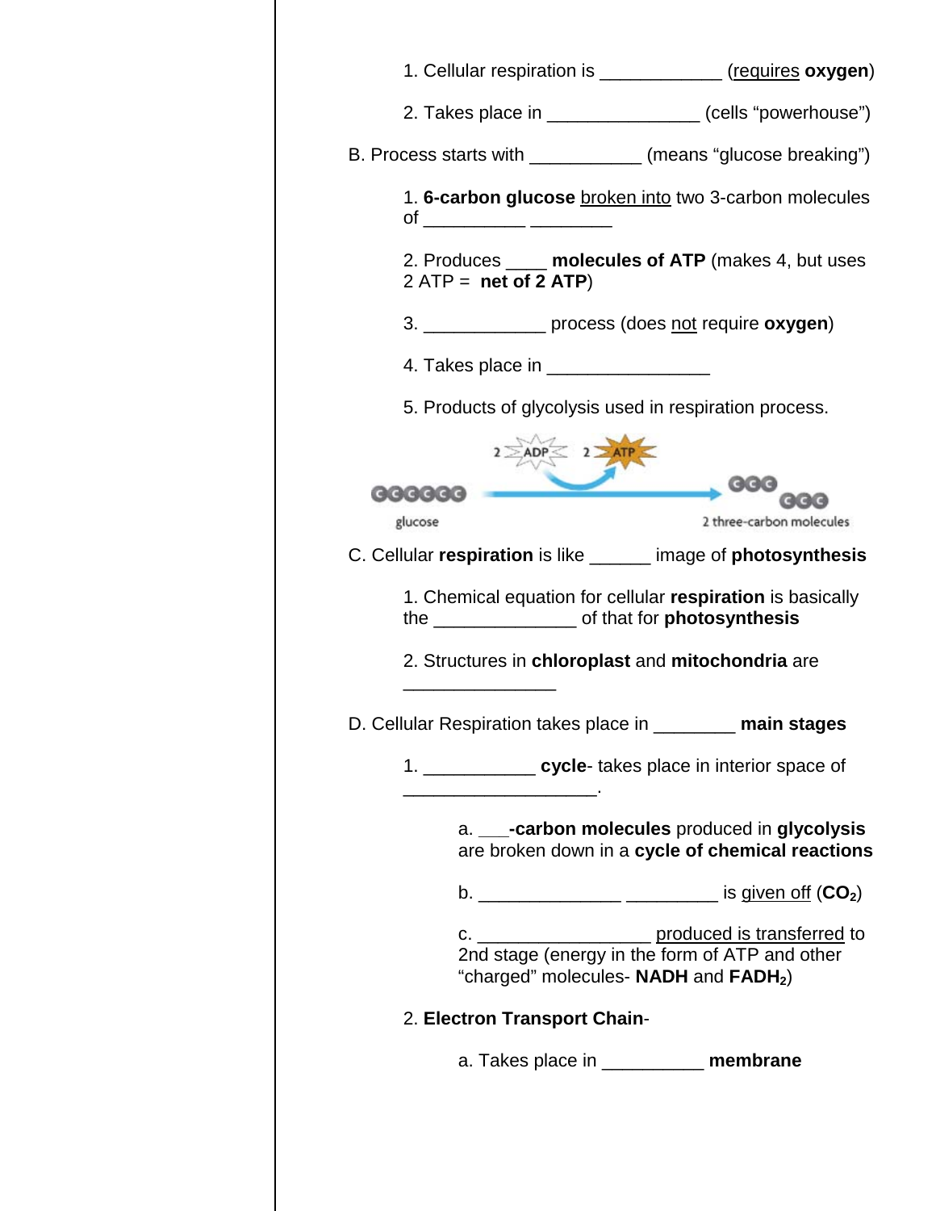1. Cellular respiration is ____________ (<u>requires</u> **oxygen**)

2. Takes place in _______________ (cells "powerhouse")

B. Process starts with ___________ (means "glucose breaking")

1. **6-carbon glucose** <u>broken into</u> two 3-carbon molecules of __________ ________

2. Produces ____ **molecules of ATP** (makes 4, but uses 2 ATP = **net of 2 ATP**)

3. ____________ process (does <u>not</u> require **oxygen**)

4. Takes place in ________________

5. Products of glycolysis used in respiration process.

C. Cellular **respiration** is like ______ image of **photosynthesis**

1. Chemical equation for cellular **respiration** is basically the ______________ of that for **photosynthesis**

2. Structures in **chloroplast** and **mitochondria** are _______________

D. Cellular Respiration takes place in ________ **main stages**

1. ___________ **cycle**- takes place in interior space of ___________________.

a. ___**-carbon molecules** produced in **glycolysis** are broken down in a **cycle of chemical reactions**

b. ______________ _________ is <u>given off</u> (**$CO_2$**)

c. _________________ <u>produced is transferred</u> to 2nd stage (energy in the form of ATP and other "charged" molecules- **NADH** and **$FADH_2$**)

2. **Electron Transport Chain**-

a. Takes place in __________ **membrane**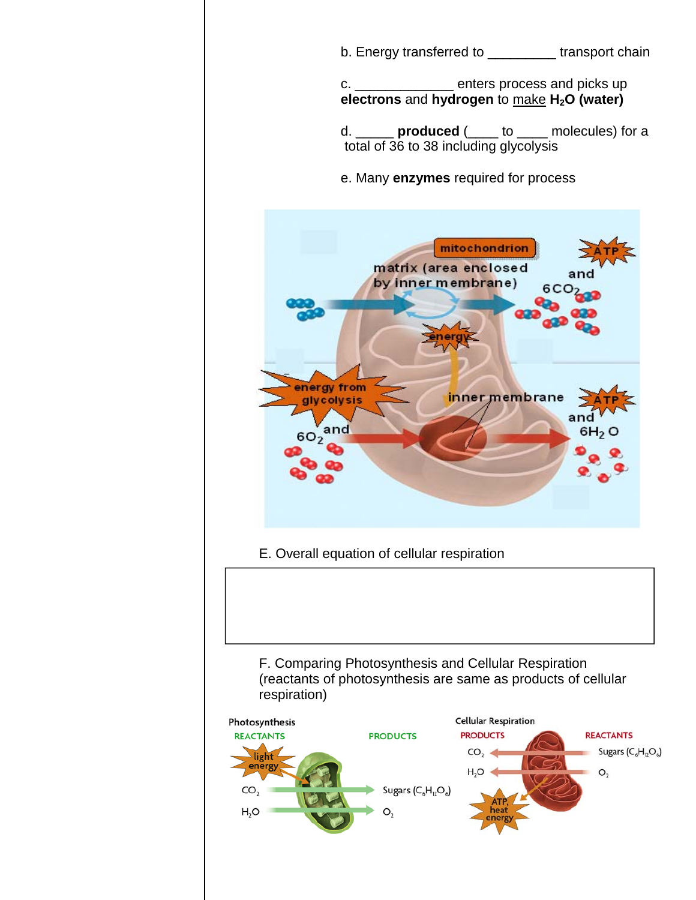b. Energy transferred to _________ transport chain

c. _____________ enters process and picks up **electrons** and **hydrogen** to make **$H_2O$ (water)**

d. _____ **produced** (____ to ____ molecules) for a total of 36 to 38 including glycolysis

e. Many **enzymes** required for process

E. Overall equation of cellular respiration

F. Comparing Photosynthesis and Cellular Respiration (reactants of photosynthesis are same as products of cellular respiration)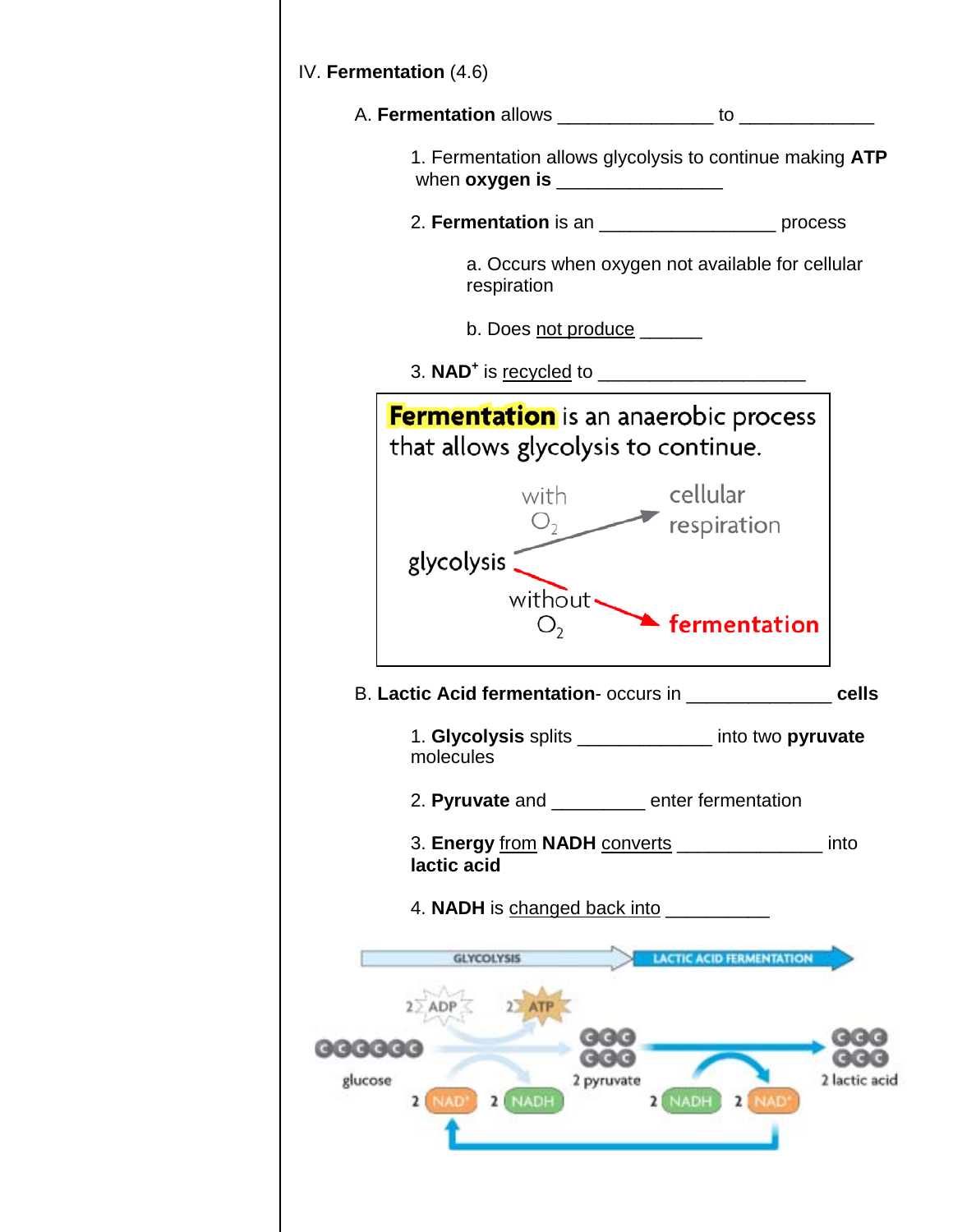IV. **Fermentation** (4.6)

A. **Fermentation** allows _______________ to _____________

1. Fermentation allows glycolysis to continue making **ATP** when **oxygen is** ________________

2. **Fermentation** is an _________________ process

a. Occurs when oxygen not available for cellular respiration

b. Does not produce ______

3. **NAD$^+$** is recycled to ____________________

**Fermentation** is an anaerobic process that allows glycolysis to continue.

glycolysis — with $O_2$ → cellular respiration

glycolysis — without $O_2$ → fermentation

B. **Lactic Acid fermentation**- occurs in ______________ **cells**

1. **Glycolysis** splits _____________ into two **pyruvate** molecules

2. **Pyruvate** and _________ enter fermentation

3. **Energy** from **NADH** converts ______________ into **lactic acid**

4. **NADH** is changed back into __________

GLYCOLYSIS → LACTIC ACID FERMENTATION

2 ADP → 2 ATP

glucose → 2 pyruvate → 2 lactic acid

2 $NAD^+$ → 2 NADH → 2 NADH → 2 $NAD^+$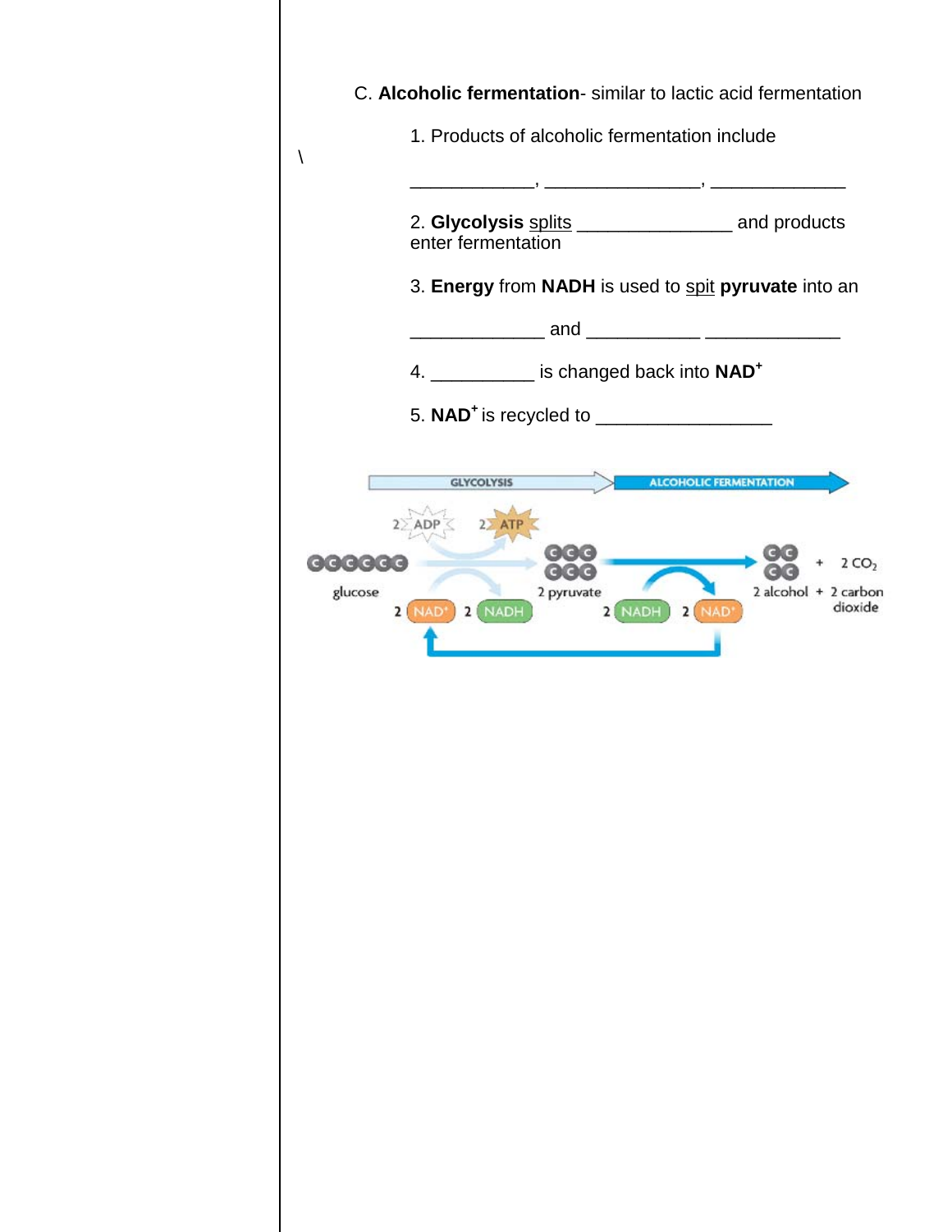C. **Alcoholic fermentation**- similar to lactic acid fermentation

1. Products of alcoholic fermentation include

\

_____________, ________________, ______________

2. **Glycolysis** splits ________________ and products enter fermentation

3. **Energy** from **NADH** is used to spit **pyruvate** into an

______________ and ____________ ______________

4. __________ is changed back into **NAD$^+$**

5. **NAD$^+$** is recycled to __________________

GLYCOLYSIS

ALCOHOLIC FERMENTATION

2 ADP

2 ATP

glucose

2 pyruvate

2 NAD$^+$

2 NADH

2 NADH

2 NAD$^+$

2 alcohol + 2 carbon dioxide

2 $CO_2$